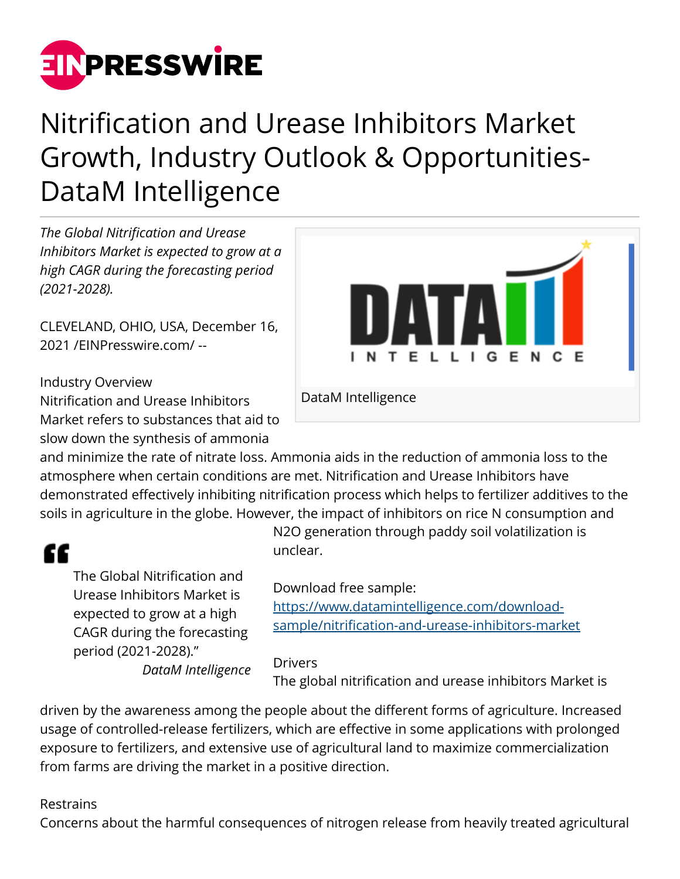# Nitrification and Urease Inhibitors Market Growth, Industry Outlook & Opportunities- DataM Intelligence

*The Global Nitrification and Urease Inhibitors Market is expected to grow at a high CAGR during the forecasting period (2021-2028).*

CLEVELAND, OHIO, USA, December 16, 2021 /EINPresswire.com/ --

DataM Intelligence

Industry Overview
Nitrification and Urease Inhibitors Market refers to substances that aid to slow down the synthesis of ammonia and minimize the rate of nitrate loss. Ammonia aids in the reduction of ammonia loss to the atmosphere when certain conditions are met. Nitrification and Urease Inhibitors have demonstrated effectively inhibiting nitrification process which helps to fertilizer additives to the soils in agriculture in the globe. However, the impact of inhibitors on rice N consumption and N2O generation through paddy soil volatilization is unclear.

> The Global Nitrification and Urease Inhibitors Market is expected to grow at a high CAGR during the forecasting period (2021-2028)."
>
> *DataM Intelligence*

Download free sample:
https://www.datamintelligence.com/download-sample/nitrification-and-urease-inhibitors-market

Drivers
The global nitrification and urease inhibitors Market is driven by the awareness among the people about the different forms of agriculture. Increased usage of controlled-release fertilizers, which are effective in some applications with prolonged exposure to fertilizers, and extensive use of agricultural land to maximize commercialization from farms are driving the market in a positive direction.

Restrains
Concerns about the harmful consequences of nitrogen release from heavily treated agricultural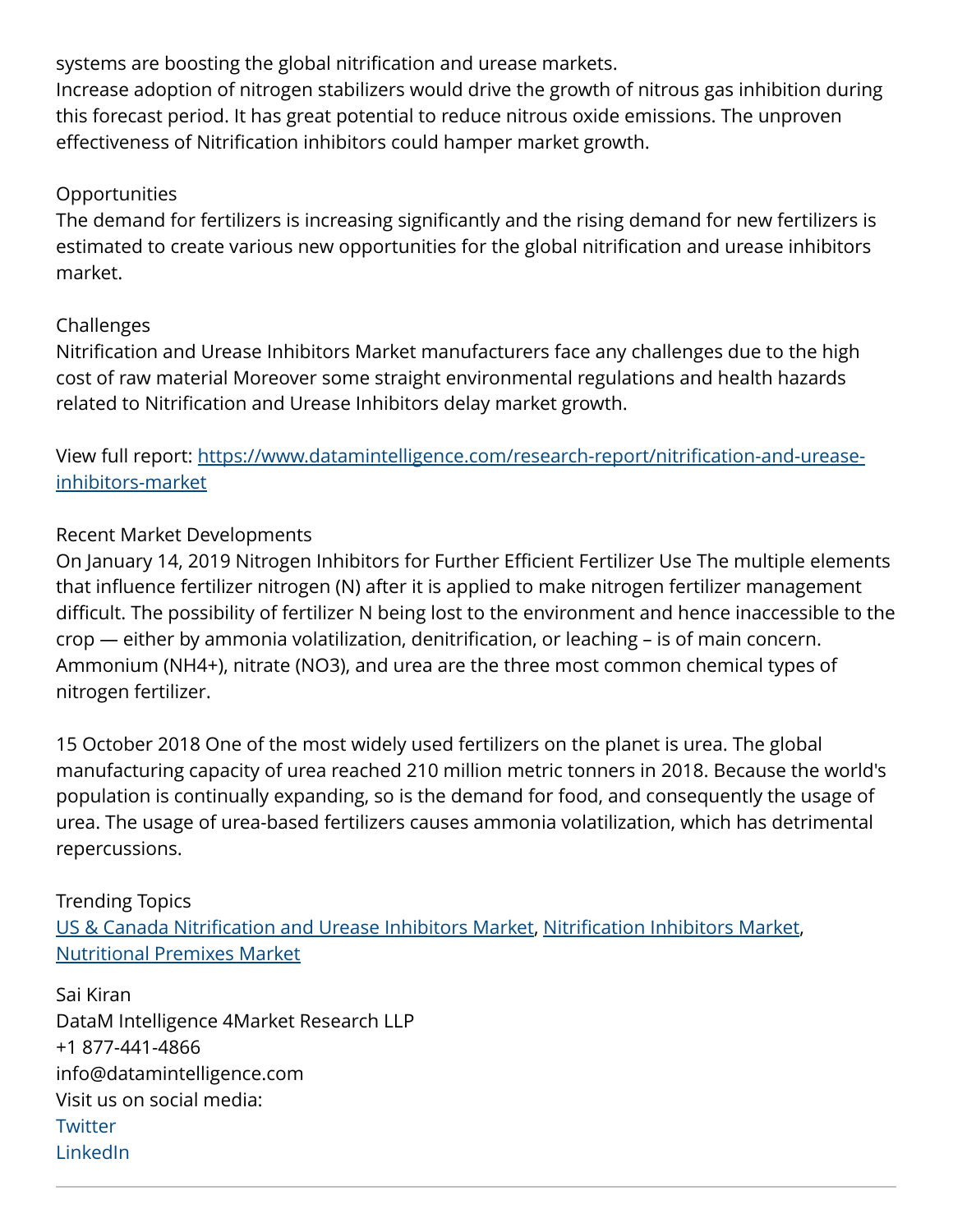systems are boosting the global nitrification and urease markets.
Increase adoption of nitrogen stabilizers would drive the growth of nitrous gas inhibition during this forecast period. It has great potential to reduce nitrous oxide emissions. The unproven effectiveness of Nitrification inhibitors could hamper market growth.

Opportunities
The demand for fertilizers is increasing significantly and the rising demand for new fertilizers is estimated to create various new opportunities for the global nitrification and urease inhibitors market.

Challenges
Nitrification and Urease Inhibitors Market manufacturers face any challenges due to the high cost of raw material Moreover some straight environmental regulations and health hazards related to Nitrification and Urease Inhibitors delay market growth.

View full report: [https://www.datamintelligence.com/research-report/nitrification-and-urease-inhibitors-market](https://www.datamintelligence.com/research-report/nitrification-and-urease-inhibitors-market)

Recent Market Developments
On January 14, 2019 Nitrogen Inhibitors for Further Efficient Fertilizer Use The multiple elements that influence fertilizer nitrogen (N) after it is applied to make nitrogen fertilizer management difficult. The possibility of fertilizer N being lost to the environment and hence inaccessible to the crop — either by ammonia volatilization, denitrification, or leaching – is of main concern. Ammonium ($NH4+$), nitrate ($NO3$), and urea are the three most common chemical types of nitrogen fertilizer.

15 October 2018 One of the most widely used fertilizers on the planet is urea. The global manufacturing capacity of urea reached 210 million metric tonners in 2018. Because the world's population is continually expanding, so is the demand for food, and consequently the usage of urea. The usage of urea-based fertilizers causes ammonia volatilization, which has detrimental repercussions.

Trending Topics
US & Canada Nitrification and Urease Inhibitors Market, Nitrification Inhibitors Market, Nutritional Premixes Market

Sai Kiran
DataM Intelligence 4Market Research LLP
+1 877-441-4866
info@datamintelligence.com
Visit us on social media:
Twitter
LinkedIn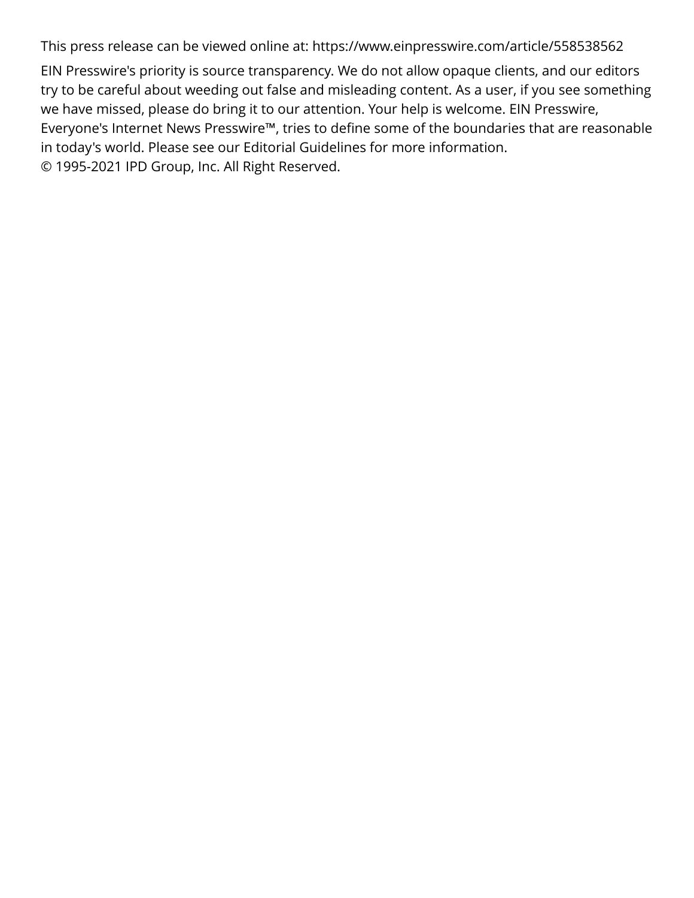This press release can be viewed online at: https://www.einpresswire.com/article/558538562

EIN Presswire's priority is source transparency. We do not allow opaque clients, and our editors try to be careful about weeding out false and misleading content. As a user, if you see something we have missed, please do bring it to our attention. Your help is welcome. EIN Presswire, Everyone's Internet News Presswire™, tries to define some of the boundaries that are reasonable in today's world. Please see our Editorial Guidelines for more information.

© 1995-2021 IPD Group, Inc. All Right Reserved.